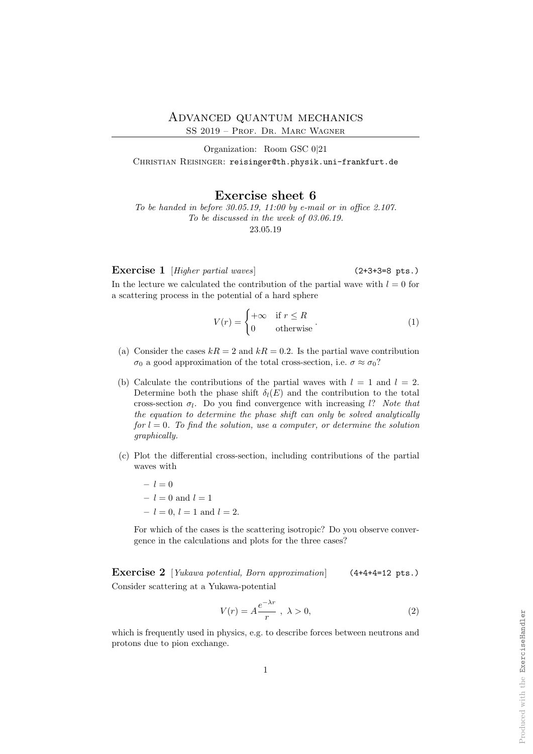# Advanced quantum mechanics

SS 2019 – Prof. Dr. Marc Wagner

Organization: Room GSC 0|21

Christian Reisinger: reisinger@th.physik.uni-frankfurt.de

## Exercise sheet 6

*To be handed in before 30.05.19, 11:00 by e-mail or in office 2.107.*
*To be discussed in the week of 03.06.19.*

23.05.19

**Exercise 1** [*Higher partial waves*] (2+3+3=8 pts.)

In the lecture we calculated the contribution of the partial wave with $l = 0$ for a scattering process in the potential of a hard sphere

$$V(r) = \begin{cases} +\infty & \text{if } r \leq R \\ 0 & \text{otherwise} \end{cases} . \tag{1}$$

(a) Consider the cases $kR = 2$ and $kR = 0.2$. Is the partial wave contribution $\sigma_0$ a good approximation of the total cross-section, i.e. $\sigma \approx \sigma_0$?

(b) Calculate the contributions of the partial waves with $l = 1$ and $l = 2$. Determine both the phase shift $\delta_l(E)$ and the contribution to the total cross-section $\sigma_l$. Do you find convergence with increasing $l$? *Note that the equation to determine the phase shift can only be solved analytically for $l = 0$. To find the solution, use a computer, or determine the solution graphically.*

(c) Plot the differential cross-section, including contributions of the partial waves with

- $l = 0$
- $l = 0$ and $l = 1$
- $l = 0$, $l = 1$ and $l = 2$.

For which of the cases is the scattering isotropic? Do you observe convergence in the calculations and plots for the three cases?

**Exercise 2** [*Yukawa potential, Born approximation*] (4+4+4=12 pts.)

Consider scattering at a Yukawa-potential

$$V(r) = A\frac{e^{-\lambda r}}{r} \ , \ \lambda > 0, \tag{2}$$

which is frequently used in physics, e.g. to describe forces between neutrons and protons due to pion exchange.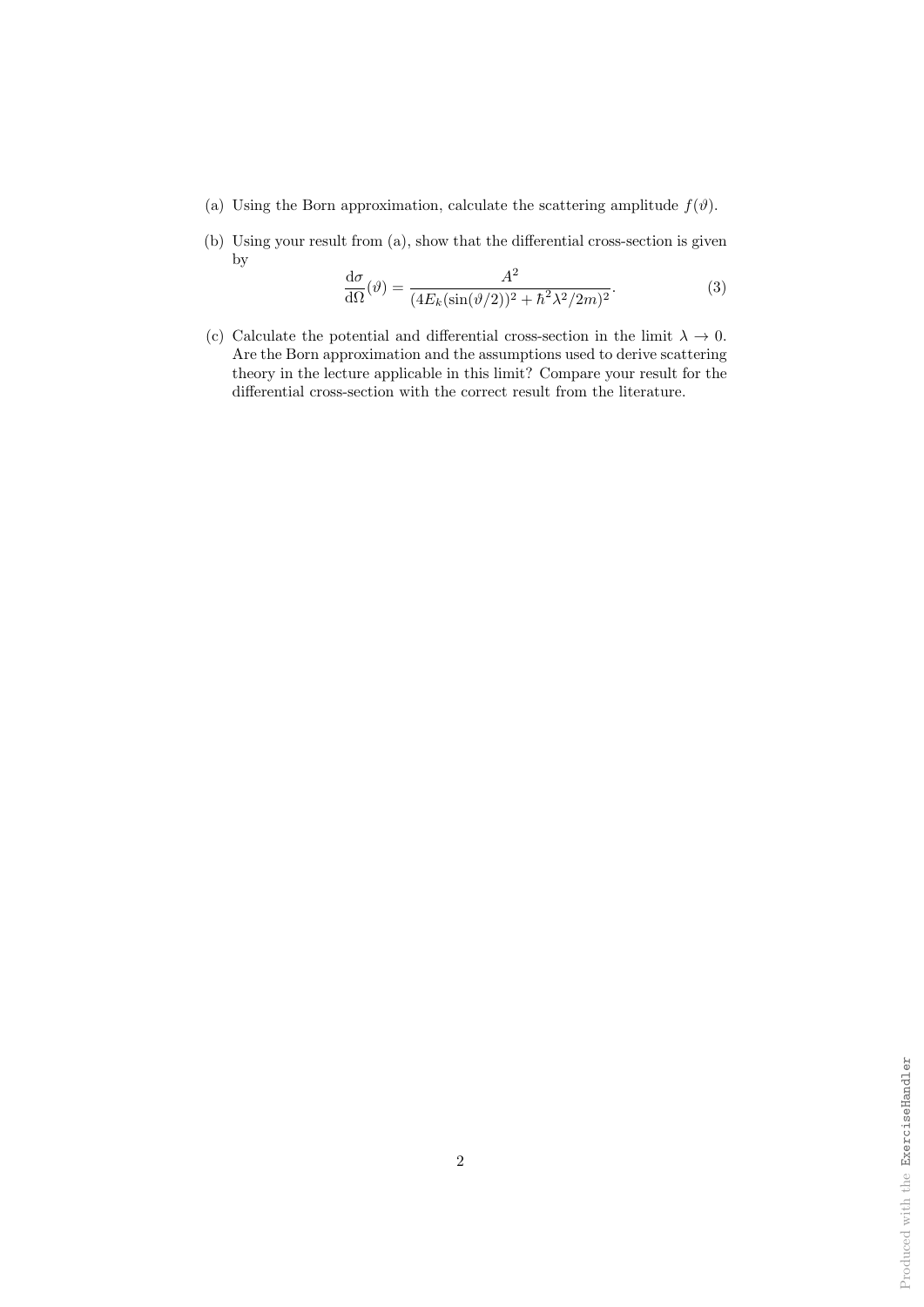(a) Using the Born approximation, calculate the scattering amplitude $f(\vartheta)$.

(b) Using your result from (a), show that the differential cross-section is given by

$$\frac{\mathrm{d}\sigma}{\mathrm{d}\Omega}(\vartheta) = \frac{A^2}{(4E_k(\sin(\vartheta/2))^2 + \hbar^2\lambda^2/2m)^2}. \tag{3}$$

(c) Calculate the potential and differential cross-section in the limit $\lambda \to 0$. Are the Born approximation and the assumptions used to derive scattering theory in the lecture applicable in this limit? Compare your result for the differential cross-section with the correct result from the literature.